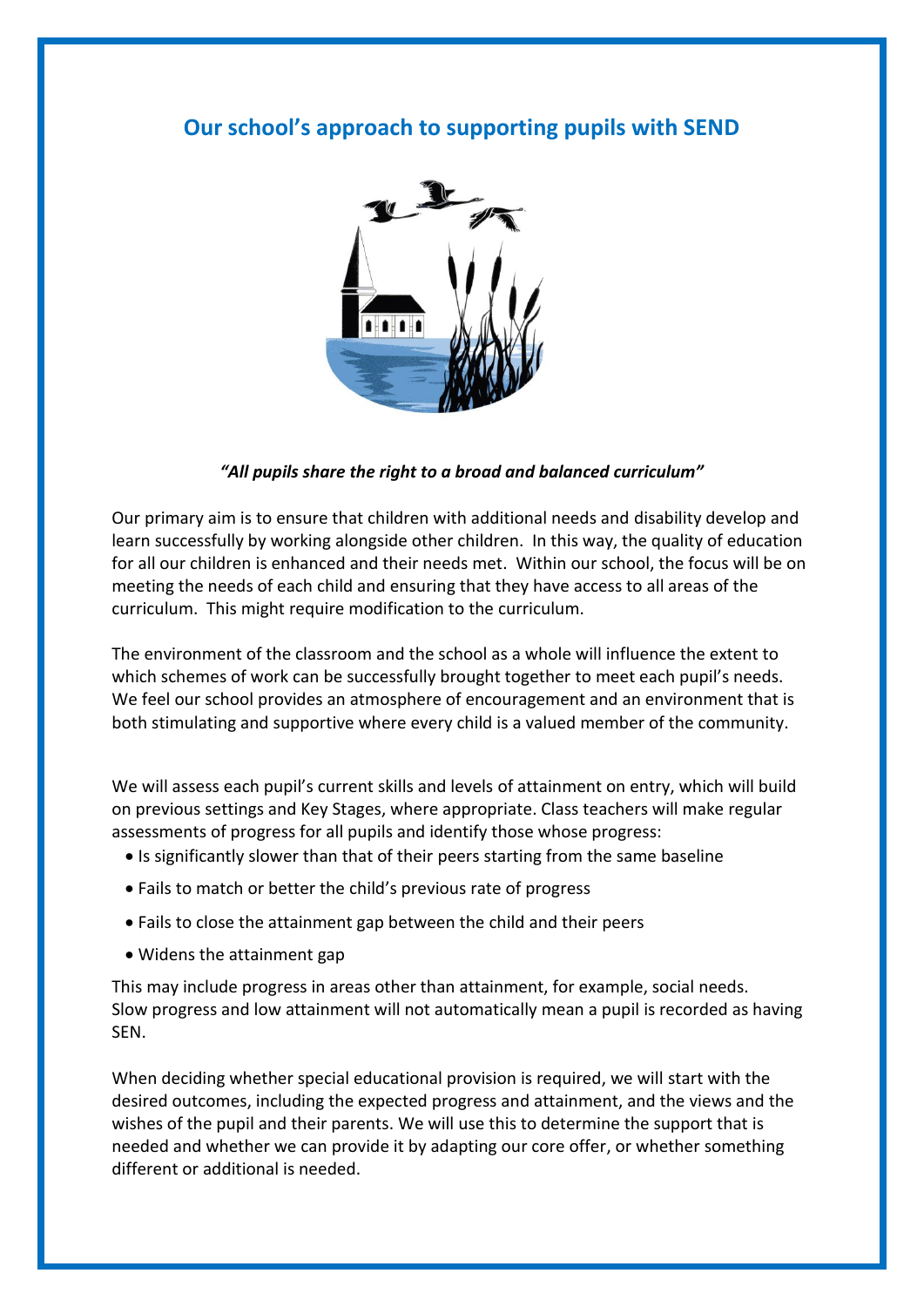# Our school's approach to supporting pupils with SEND

***"All pupils share the right to a broad and balanced curriculum"***

Our primary aim is to ensure that children with additional needs and disability develop and learn successfully by working alongside other children. In this way, the quality of education for all our children is enhanced and their needs met. Within our school, the focus will be on meeting the needs of each child and ensuring that they have access to all areas of the curriculum. This might require modification to the curriculum.

The environment of the classroom and the school as a whole will influence the extent to which schemes of work can be successfully brought together to meet each pupil's needs. We feel our school provides an atmosphere of encouragement and an environment that is both stimulating and supportive where every child is a valued member of the community.

We will assess each pupil's current skills and levels of attainment on entry, which will build on previous settings and Key Stages, where appropriate. Class teachers will make regular assessments of progress for all pupils and identify those whose progress:

- Is significantly slower than that of their peers starting from the same baseline
- Fails to match or better the child's previous rate of progress
- Fails to close the attainment gap between the child and their peers
- Widens the attainment gap

This may include progress in areas other than attainment, for example, social needs. Slow progress and low attainment will not automatically mean a pupil is recorded as having SEN.

When deciding whether special educational provision is required, we will start with the desired outcomes, including the expected progress and attainment, and the views and the wishes of the pupil and their parents. We will use this to determine the support that is needed and whether we can provide it by adapting our core offer, or whether something different or additional is needed.